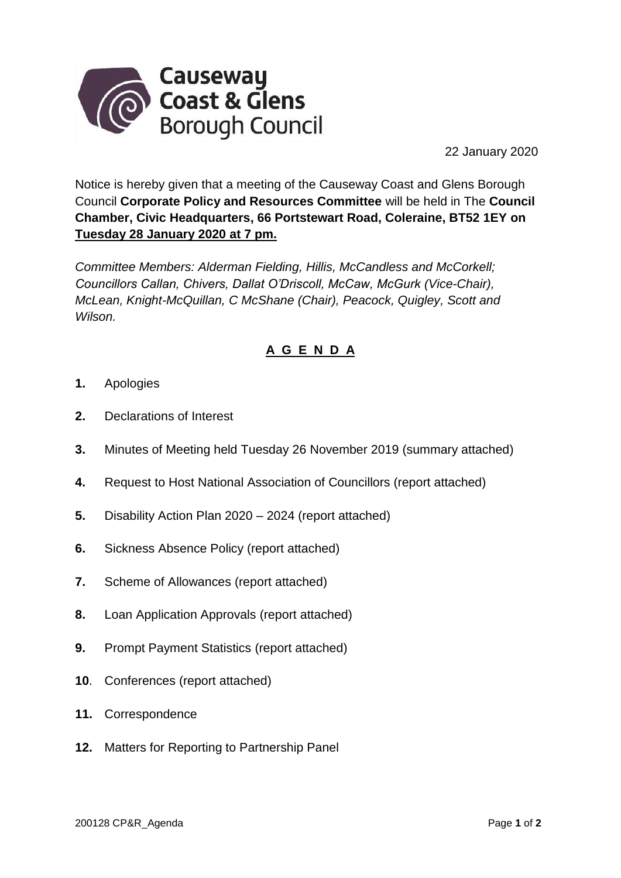Causeway Coast & Glens Borough Council

22 January 2020

Notice is hereby given that a meeting of the Causeway Coast and Glens Borough Council **Corporate Policy and Resources Committee** will be held in The **Council Chamber, Civic Headquarters, 66 Portstewart Road, Coleraine, BT52 1EY on <u>Tuesday 28 January 2020 at 7 pm.</u>**

*Committee Members: Alderman Fielding, Hillis, McCandless and McCorkell; Councillors Callan, Chivers, Dallat O'Driscoll, McCaw, McGurk (Vice-Chair), McLean, Knight-McQuillan, C McShane (Chair), Peacock, Quigley, Scott and Wilson.*

## A G E N D A

**1.** Apologies

**2.** Declarations of Interest

**3.** Minutes of Meeting held Tuesday 26 November 2019 (summary attached)

**4.** Request to Host National Association of Councillors (report attached)

**5.** Disability Action Plan 2020 – 2024 (report attached)

**6.** Sickness Absence Policy (report attached)

**7.** Scheme of Allowances (report attached)

**8.** Loan Application Approvals (report attached)

**9.** Prompt Payment Statistics (report attached)

**10**. Conferences (report attached)

**11.** Correspondence

**12.** Matters for Reporting to Partnership Panel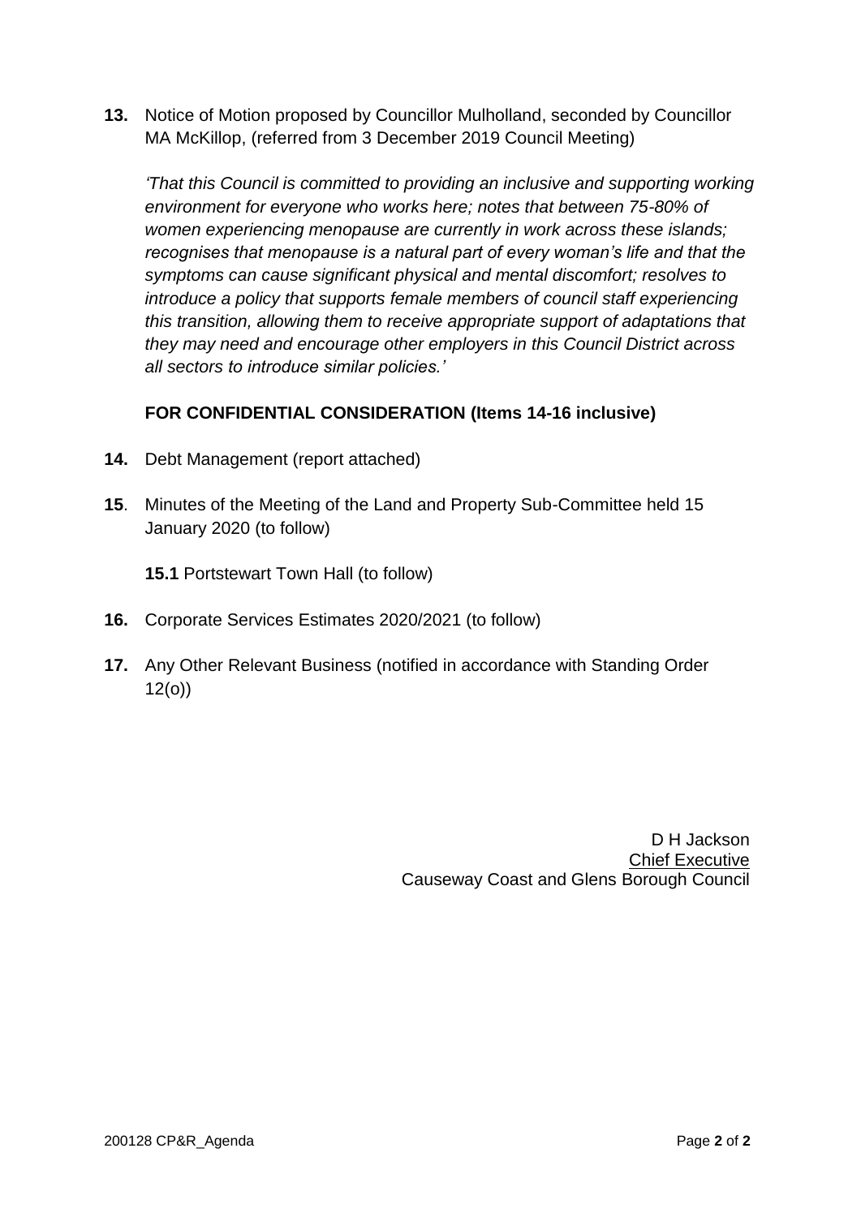**13.** Notice of Motion proposed by Councillor Mulholland, seconded by Councillor MA McKillop, (referred from 3 December 2019 Council Meeting)

*'That this Council is committed to providing an inclusive and supporting working environment for everyone who works here; notes that between 75-80% of women experiencing menopause are currently in work across these islands; recognises that menopause is a natural part of every woman's life and that the symptoms can cause significant physical and mental discomfort; resolves to introduce a policy that supports female members of council staff experiencing this transition, allowing them to receive appropriate support of adaptations that they may need and encourage other employers in this Council District across all sectors to introduce similar policies.'*

**FOR CONFIDENTIAL CONSIDERATION (Items 14-16 inclusive)**

**14.** Debt Management (report attached)

**15**. Minutes of the Meeting of the Land and Property Sub-Committee held 15 January 2020 (to follow)

**15.1** Portstewart Town Hall (to follow)

**16.** Corporate Services Estimates 2020/2021 (to follow)

**17.** Any Other Relevant Business (notified in accordance with Standing Order 12(o))

D H Jackson
Chief Executive
Causeway Coast and Glens Borough Council

200128 CP&R_Agenda